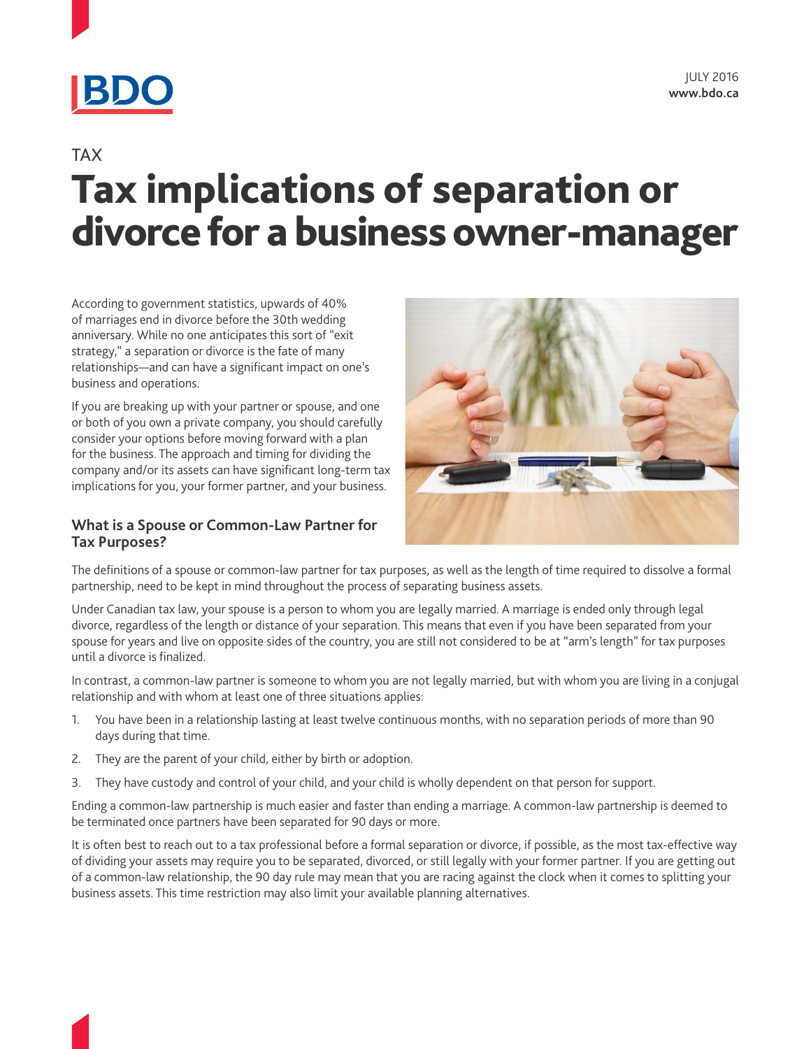BDO

JULY 2016
**www.bdo.ca**

TAX

# Tax implications of separation or divorce for a business owner-manager

According to government statistics, upwards of 40% of marriages end in divorce before the 30th wedding anniversary. While no one anticipates this sort of "exit strategy," a separation or divorce is the fate of many relationships—and can have a significant impact on one's business and operations.

If you are breaking up with your partner or spouse, and one or both of you own a private company, you should carefully consider your options before moving forward with a plan for the business. The approach and timing for dividing the company and/or its assets can have significant long-term tax implications for you, your former partner, and your business.

## What is a Spouse or Common-Law Partner for Tax Purposes?

The definitions of a spouse or common-law partner for tax purposes, as well as the length of time required to dissolve a formal partnership, need to be kept in mind throughout the process of separating business assets.

Under Canadian tax law, your spouse is a person to whom you are legally married. A marriage is ended only through legal divorce, regardless of the length or distance of your separation. This means that even if you have been separated from your spouse for years and live on opposite sides of the country, you are still not considered to be at "arm's length" for tax purposes until a divorce is finalized.

In contrast, a common-law partner is someone to whom you are not legally married, but with whom you are living in a conjugal relationship and with whom at least one of three situations applies:

1. You have been in a relationship lasting at least twelve continuous months, with no separation periods of more than 90 days during that time.
2. They are the parent of your child, either by birth or adoption.
3. They have custody and control of your child, and your child is wholly dependent on that person for support.

Ending a common-law partnership is much easier and faster than ending a marriage. A common-law partnership is deemed to be terminated once partners have been separated for 90 days or more.

It is often best to reach out to a tax professional before a formal separation or divorce, if possible, as the most tax-effective way of dividing your assets may require you to be separated, divorced, or still legally with your former partner. If you are getting out of a common-law relationship, the 90 day rule may mean that you are racing against the clock when it comes to splitting your business assets. This time restriction may also limit your available planning alternatives.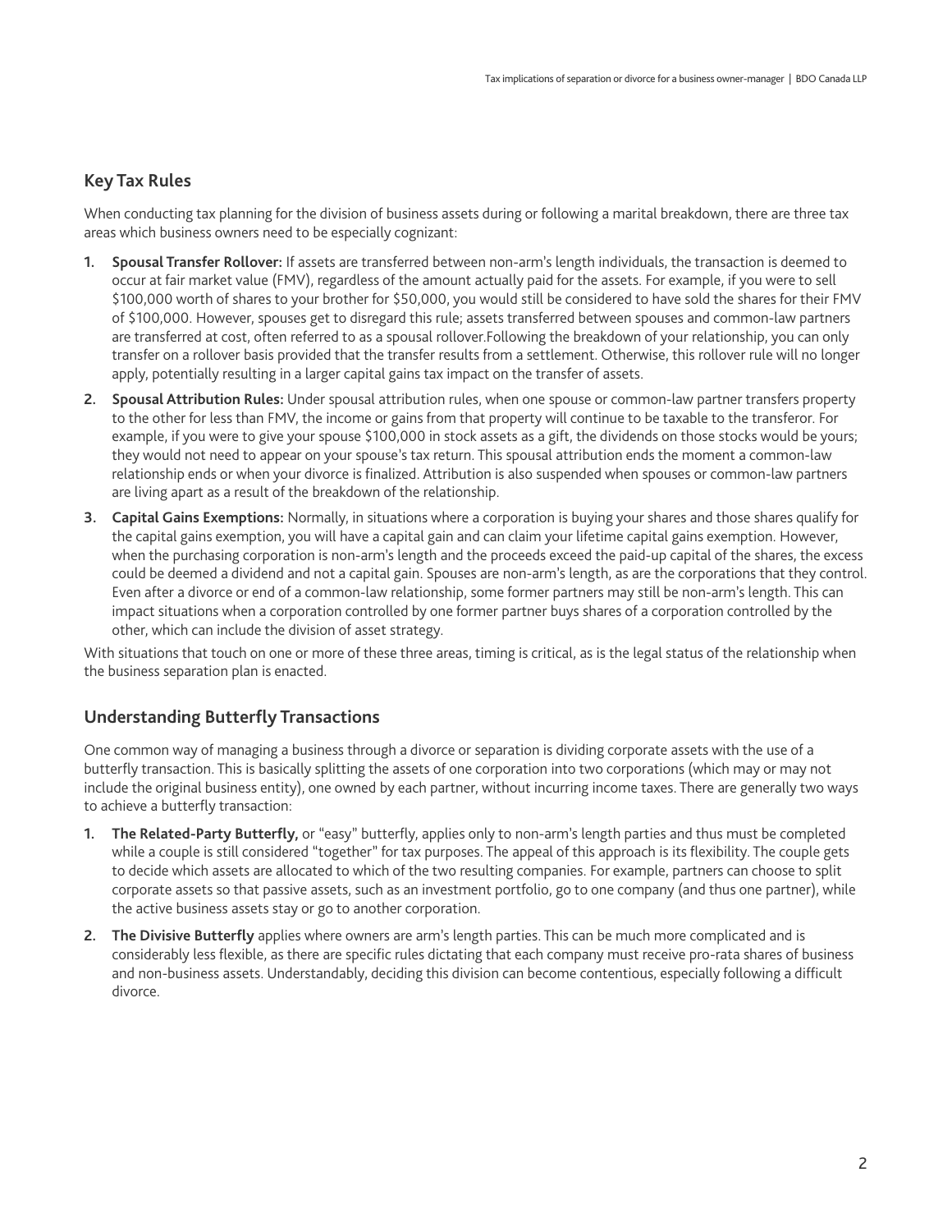## Key Tax Rules

When conducting tax planning for the division of business assets during or following a marital breakdown, there are three tax areas which business owners need to be especially cognizant:

1. **Spousal Transfer Rollover:** If assets are transferred between non-arm's length individuals, the transaction is deemed to occur at fair market value (FMV), regardless of the amount actually paid for the assets. For example, if you were to sell $100,000 worth of shares to your brother for $50,000, you would still be considered to have sold the shares for their FMV of $100,000. However, spouses get to disregard this rule; assets transferred between spouses and common-law partners are transferred at cost, often referred to as a spousal rollover.Following the breakdown of your relationship, you can only transfer on a rollover basis provided that the transfer results from a settlement. Otherwise, this rollover rule will no longer apply, potentially resulting in a larger capital gains tax impact on the transfer of assets.
2. **Spousal Attribution Rules:** Under spousal attribution rules, when one spouse or common-law partner transfers property to the other for less than FMV, the income or gains from that property will continue to be taxable to the transferor. For example, if you were to give your spouse $100,000 in stock assets as a gift, the dividends on those stocks would be yours; they would not need to appear on your spouse's tax return. This spousal attribution ends the moment a common-law relationship ends or when your divorce is finalized. Attribution is also suspended when spouses or common-law partners are living apart as a result of the breakdown of the relationship.
3. **Capital Gains Exemptions:** Normally, in situations where a corporation is buying your shares and those shares qualify for the capital gains exemption, you will have a capital gain and can claim your lifetime capital gains exemption. However, when the purchasing corporation is non-arm's length and the proceeds exceed the paid-up capital of the shares, the excess could be deemed a dividend and not a capital gain. Spouses are non-arm's length, as are the corporations that they control. Even after a divorce or end of a common-law relationship, some former partners may still be non-arm's length. This can impact situations when a corporation controlled by one former partner buys shares of a corporation controlled by the other, which can include the division of asset strategy.

With situations that touch on one or more of these three areas, timing is critical, as is the legal status of the relationship when the business separation plan is enacted.

## Understanding Butterfly Transactions

One common way of managing a business through a divorce or separation is dividing corporate assets with the use of a butterfly transaction. This is basically splitting the assets of one corporation into two corporations (which may or may not include the original business entity), one owned by each partner, without incurring income taxes. There are generally two ways to achieve a butterfly transaction:

1. **The Related-Party Butterfly,** or "easy" butterfly, applies only to non-arm's length parties and thus must be completed while a couple is still considered "together" for tax purposes. The appeal of this approach is its flexibility. The couple gets to decide which assets are allocated to which of the two resulting companies. For example, partners can choose to split corporate assets so that passive assets, such as an investment portfolio, go to one company (and thus one partner), while the active business assets stay or go to another corporation.
2. **The Divisive Butterfly** applies where owners are arm's length parties. This can be much more complicated and is considerably less flexible, as there are specific rules dictating that each company must receive pro-rata shares of business and non-business assets. Understandably, deciding this division can become contentious, especially following a difficult divorce.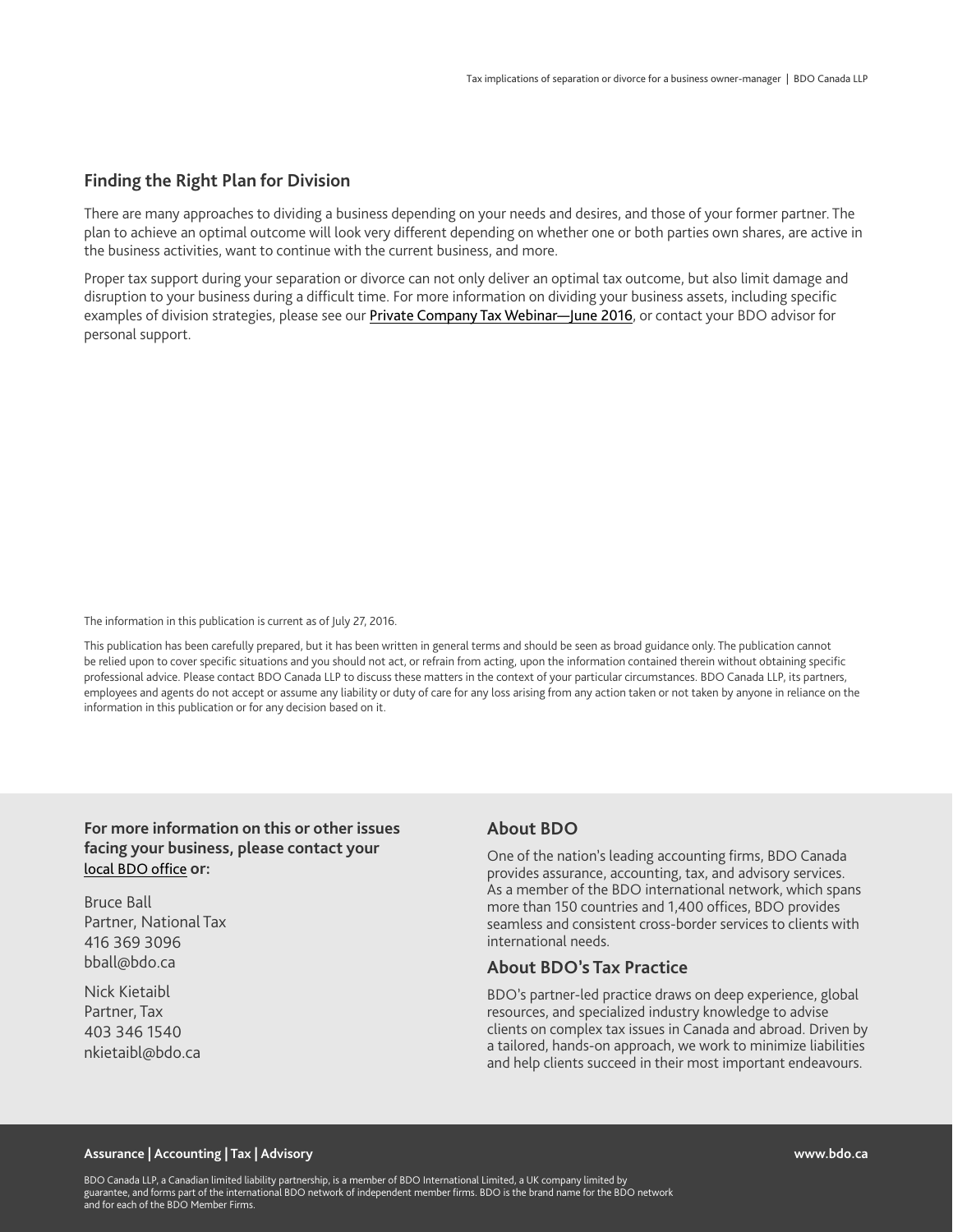## Finding the Right Plan for Division

There are many approaches to dividing a business depending on your needs and desires, and those of your former partner. The plan to achieve an optimal outcome will look very different depending on whether one or both parties own shares, are active in the business activities, want to continue with the current business, and more.

Proper tax support during your separation or divorce can not only deliver an optimal tax outcome, but also limit damage and disruption to your business during a difficult time. For more information on dividing your business assets, including specific examples of division strategies, please see our Private Company Tax Webinar—June 2016, or contact your BDO advisor for personal support.

The information in this publication is current as of July 27, 2016.

This publication has been carefully prepared, but it has been written in general terms and should be seen as broad guidance only. The publication cannot be relied upon to cover specific situations and you should not act, or refrain from acting, upon the information contained therein without obtaining specific professional advice. Please contact BDO Canada LLP to discuss these matters in the context of your particular circumstances. BDO Canada LLP, its partners, employees and agents do not accept or assume any liability or duty of care for any loss arising from any action taken or not taken by anyone in reliance on the information in this publication or for any decision based on it.

**For more information on this or other issues facing your business, please contact your local BDO office or:**

Bruce Ball
Partner, National Tax
416 369 3096
bball@bdo.ca

Nick Kietaibl
Partner, Tax
403 346 1540
nkietaibl@bdo.ca

### About BDO

One of the nation's leading accounting firms, BDO Canada provides assurance, accounting, tax, and advisory services. As a member of the BDO international network, which spans more than 150 countries and 1,400 offices, BDO provides seamless and consistent cross-border services to clients with international needs.

### About BDO's Tax Practice

BDO's partner-led practice draws on deep experience, global resources, and specialized industry knowledge to advise clients on complex tax issues in Canada and abroad. Driven by a tailored, hands-on approach, we work to minimize liabilities and help clients succeed in their most important endeavours.

**Assurance | Accounting | Tax | Advisory**

**www.bdo.ca**

BDO Canada LLP, a Canadian limited liability partnership, is a member of BDO International Limited, a UK company limited by guarantee, and forms part of the international BDO network of independent member firms. BDO is the brand name for the BDO network and for each of the BDO Member Firms.